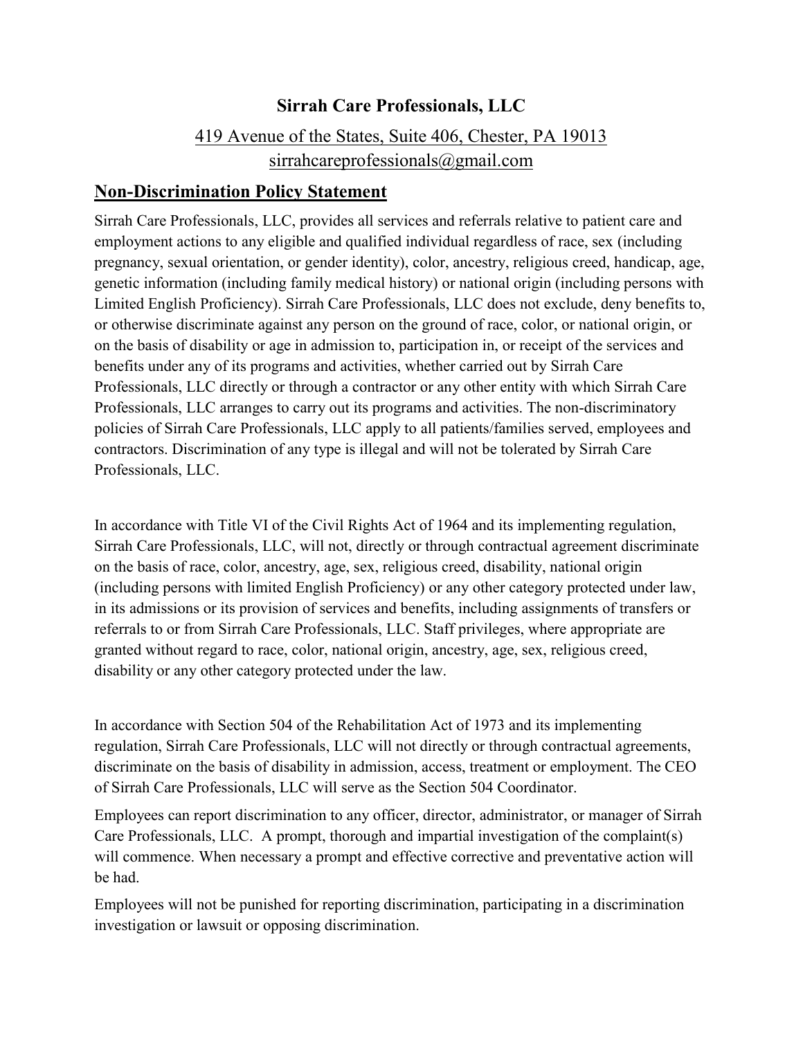# Sirrah Care Professionals, LLC

419 Avenue of the States, Suite 406, Chester, PA 19013
sirrahcareprofessionals@gmail.com

## Non-Discrimination Policy Statement

Sirrah Care Professionals, LLC, provides all services and referrals relative to patient care and employment actions to any eligible and qualified individual regardless of race, sex (including pregnancy, sexual orientation, or gender identity), color, ancestry, religious creed, handicap, age, genetic information (including family medical history) or national origin (including persons with Limited English Proficiency). Sirrah Care Professionals, LLC does not exclude, deny benefits to, or otherwise discriminate against any person on the ground of race, color, or national origin, or on the basis of disability or age in admission to, participation in, or receipt of the services and benefits under any of its programs and activities, whether carried out by Sirrah Care Professionals, LLC directly or through a contractor or any other entity with which Sirrah Care Professionals, LLC arranges to carry out its programs and activities. The non-discriminatory policies of Sirrah Care Professionals, LLC apply to all patients/families served, employees and contractors. Discrimination of any type is illegal and will not be tolerated by Sirrah Care Professionals, LLC.

In accordance with Title VI of the Civil Rights Act of 1964 and its implementing regulation, Sirrah Care Professionals, LLC, will not, directly or through contractual agreement discriminate on the basis of race, color, ancestry, age, sex, religious creed, disability, national origin (including persons with limited English Proficiency) or any other category protected under law, in its admissions or its provision of services and benefits, including assignments of transfers or referrals to or from Sirrah Care Professionals, LLC. Staff privileges, where appropriate are granted without regard to race, color, national origin, ancestry, age, sex, religious creed, disability or any other category protected under the law.

In accordance with Section 504 of the Rehabilitation Act of 1973 and its implementing regulation, Sirrah Care Professionals, LLC will not directly or through contractual agreements, discriminate on the basis of disability in admission, access, treatment or employment. The CEO of Sirrah Care Professionals, LLC will serve as the Section 504 Coordinator.

Employees can report discrimination to any officer, director, administrator, or manager of Sirrah Care Professionals, LLC. A prompt, thorough and impartial investigation of the complaint(s) will commence. When necessary a prompt and effective corrective and preventative action will be had.

Employees will not be punished for reporting discrimination, participating in a discrimination investigation or lawsuit or opposing discrimination.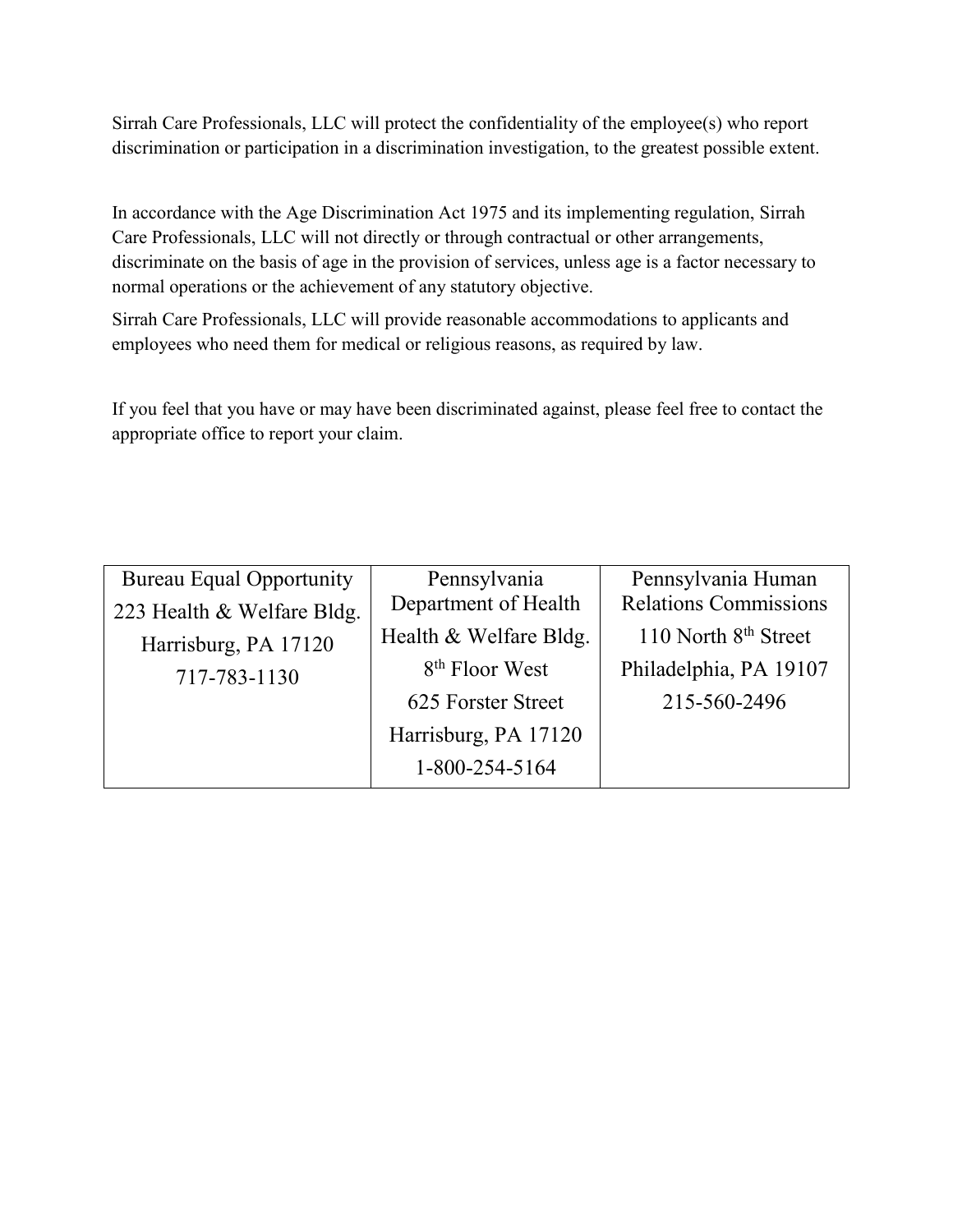Sirrah Care Professionals, LLC will protect the confidentiality of the employee(s) who report discrimination or participation in a discrimination investigation, to the greatest possible extent.

In accordance with the Age Discrimination Act 1975 and its implementing regulation, Sirrah Care Professionals, LLC will not directly or through contractual or other arrangements, discriminate on the basis of age in the provision of services, unless age is a factor necessary to normal operations or the achievement of any statutory objective.

Sirrah Care Professionals, LLC will provide reasonable accommodations to applicants and employees who need them for medical or religious reasons, as required by law.

If you feel that you have or may have been discriminated against, please feel free to contact the appropriate office to report your claim.

| | | |
|---|---|---|
| Bureau Equal Opportunity<br>223 Health & Welfare Bldg.<br>Harrisburg, PA 17120<br>717-783-1130 | Pennsylvania Department of Health<br>Health & Welfare Bldg.<br>8th Floor West<br>625 Forster Street<br>Harrisburg, PA 17120<br>1-800-254-5164 | Pennsylvania Human Relations Commissions<br>110 North 8th Street<br>Philadelphia, PA 19107<br>215-560-2496 |